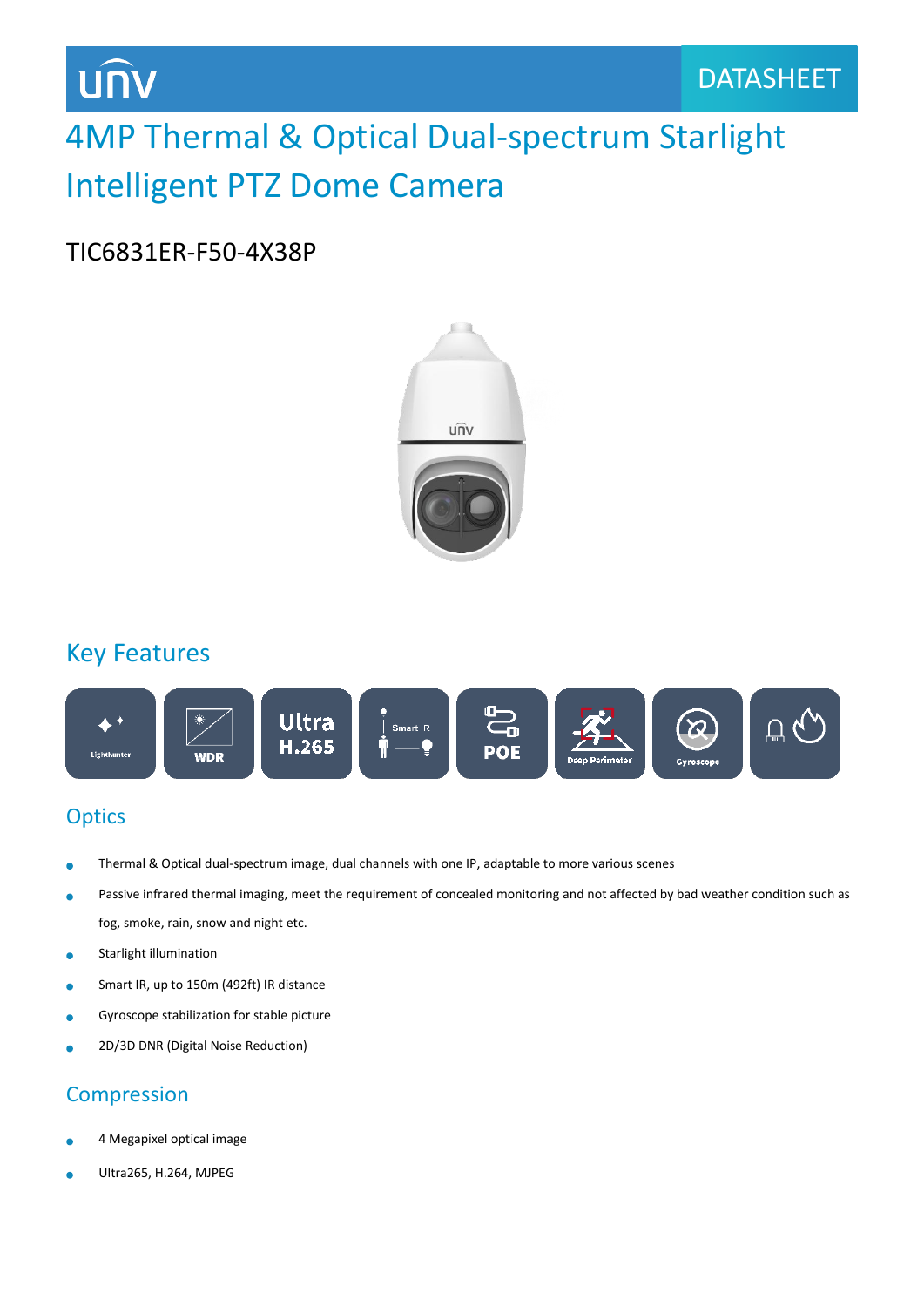unv

DATASHEET

# 4MP Thermal & Optical Dual-spectrum Starlight Intelligent PTZ Dome Camera

TIC6831ER-F50-4X38P

## Key Features

Lighthunter | WDR | Ultra H.265 | Smart IR | POE | Deep Perimeter | Gyroscope

### Optics

- Thermal & Optical dual-spectrum image, dual channels with one IP, adaptable to more various scenes
- Passive infrared thermal imaging, meet the requirement of concealed monitoring and not affected by bad weather condition such as fog, smoke, rain, snow and night etc.
- Starlight illumination
- Smart IR, up to 150m (492ft) IR distance
- Gyroscope stabilization for stable picture
- 2D/3D DNR (Digital Noise Reduction)

### Compression

- 4 Megapixel optical image
- Ultra265, H.264, MJPEG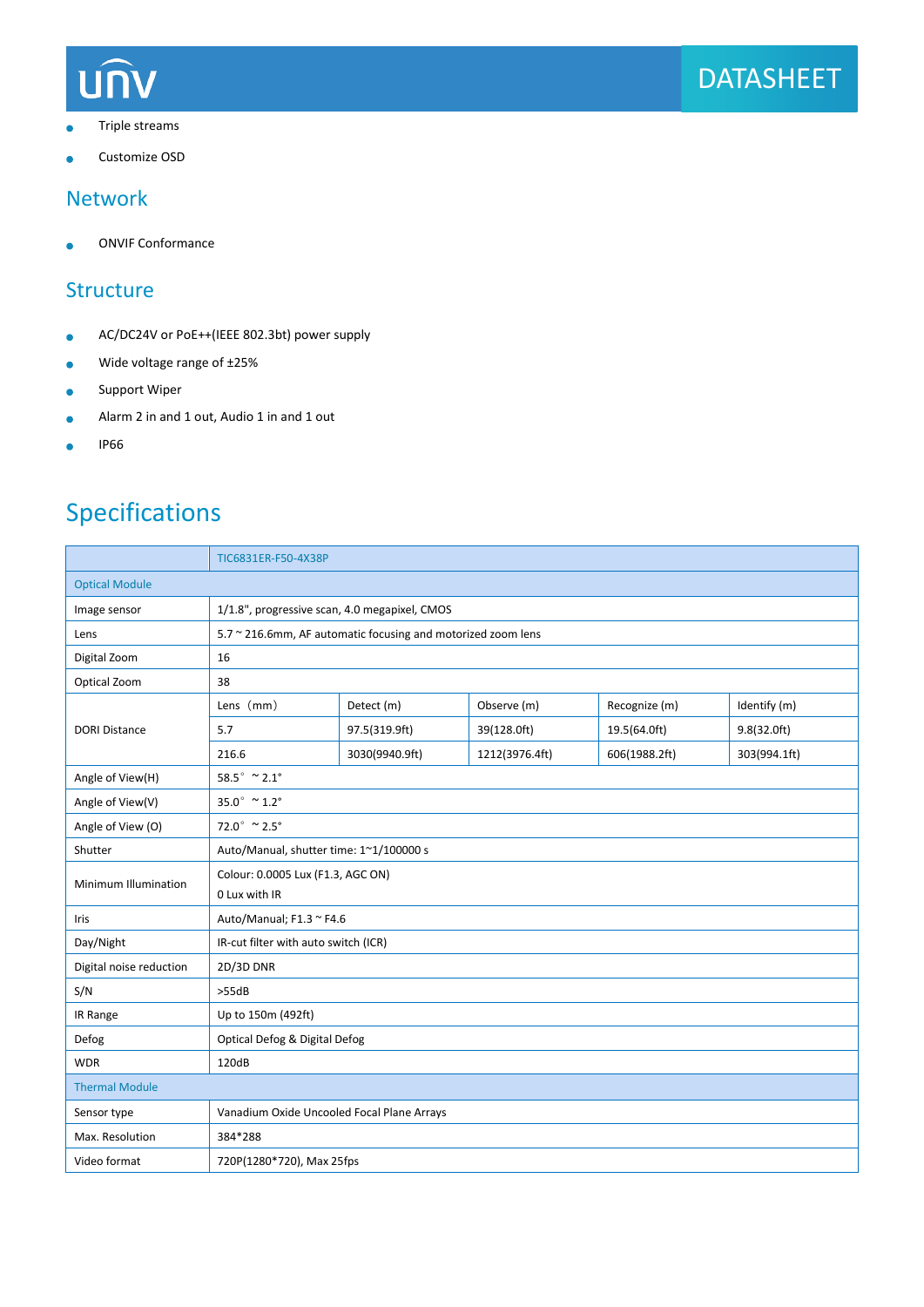- Triple streams
- Customize OSD

## Network

- ONVIF Conformance

## Structure

- AC/DC24V or PoE++(IEEE 802.3bt) power supply
- Wide voltage range of ±25%
- Support Wiper
- Alarm 2 in and 1 out, Audio 1 in and 1 out
- IP66

# Specifications

| | TIC6831ER-F50-4X38P | | | | |
|---|---|---|---|---|---|
| Optical Module | | | | | |
| Image sensor | 1/1.8", progressive scan, 4.0 megapixel, CMOS | | | | |
| Lens | 5.7 ~ 216.6mm, AF automatic focusing and motorized zoom lens | | | | |
| Digital Zoom | 16 | | | | |
| Optical Zoom | 38 | | | | |
| DORI Distance | Lens（mm) | Detect (m) | Observe (m) | Recognize (m) | Identify (m) |
| | 5.7 | 97.5(319.9ft) | 39(128.0ft) | 19.5(64.0ft) | 9.8(32.0ft) |
| | 216.6 | 3030(9940.9ft) | 1212(3976.4ft) | 606(1988.2ft) | 303(994.1ft) |
| Angle of View(H) | 58.5° ~ 2.1° | | | | |
| Angle of View(V) | 35.0° ~ 1.2° | | | | |
| Angle of View (O) | 72.0° ~ 2.5° | | | | |
| Shutter | Auto/Manual, shutter time: 1~1/100000 s | | | | |
| Minimum Illumination | Colour: 0.0005 Lux (F1.3, AGC ON)<br>0 Lux with IR | | | | |
| Iris | Auto/Manual; F1.3 ~ F4.6 | | | | |
| Day/Night | IR-cut filter with auto switch (ICR) | | | | |
| Digital noise reduction | 2D/3D DNR | | | | |
| S/N | >55dB | | | | |
| IR Range | Up to 150m (492ft) | | | | |
| Defog | Optical Defog & Digital Defog | | | | |
| WDR | 120dB | | | | |
| Thermal Module | | | | | |
| Sensor type | Vanadium Oxide Uncooled Focal Plane Arrays | | | | |
| Max. Resolution | 384*288 | | | | |
| Video format | 720P(1280*720), Max 25fps | | | | |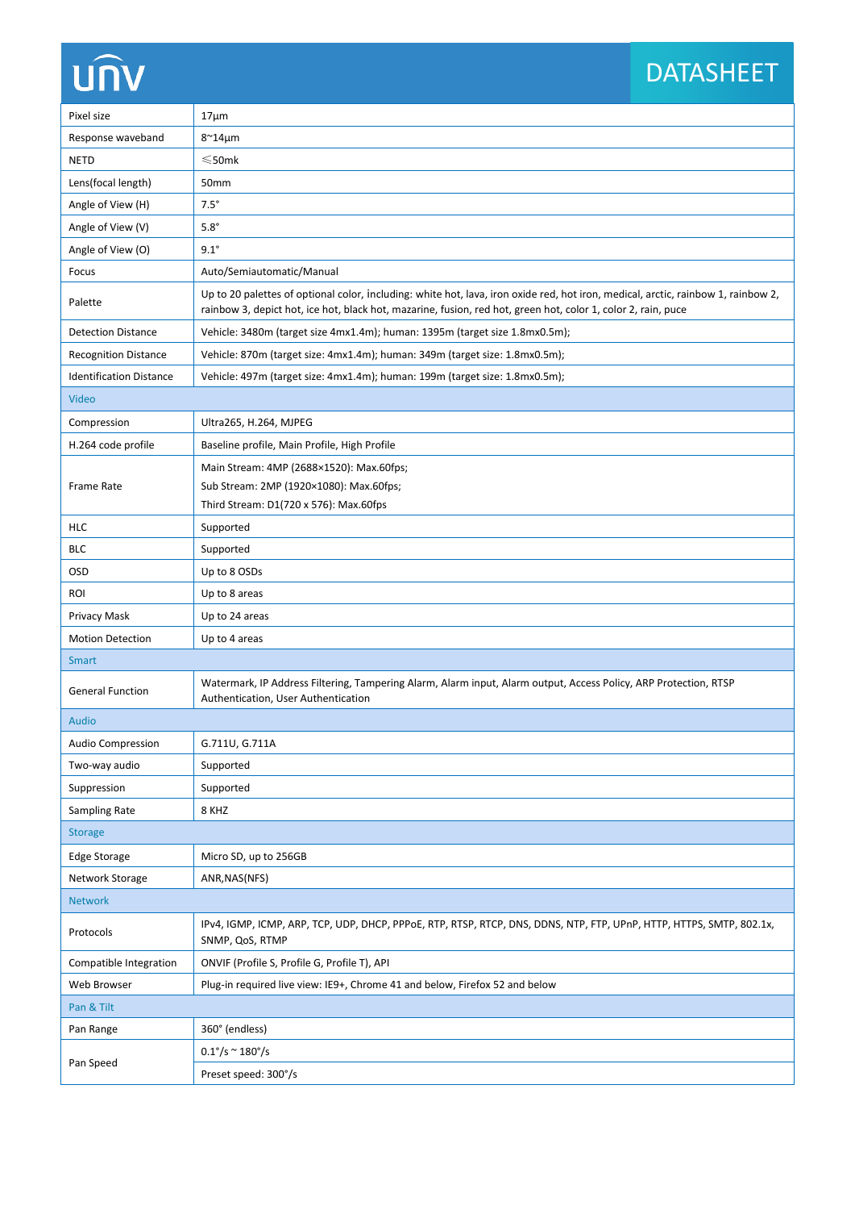| | |
|---|---|
| Pixel size | 17μm |
| Response waveband | 8~14μm |
| NETD | ≤50mk |
| Lens(focal length) | 50mm |
| Angle of View (H) | 7.5° |
| Angle of View (V) | 5.8° |
| Angle of View (O) | 9.1° |
| Focus | Auto/Semiautomatic/Manual |
| Palette | Up to 20 palettes of optional color, including: white hot, lava, iron oxide red, hot iron, medical, arctic, rainbow 1, rainbow 2, rainbow 3, depict hot, ice hot, black hot, mazarine, fusion, red hot, green hot, color 1, color 2, rain, puce |
| Detection Distance | Vehicle: 3480m (target size 4mx1.4m); human: 1395m (target size 1.8mx0.5m); |
| Recognition Distance | Vehicle: 870m (target size: 4mx1.4m); human: 349m (target size: 1.8mx0.5m); |
| Identification Distance | Vehicle: 497m (target size: 4mx1.4m); human: 199m (target size: 1.8mx0.5m); |
| **Video** | |
| Compression | Ultra265, H.264, MJPEG |
| H.264 code profile | Baseline profile, Main Profile, High Profile |
| Frame Rate | Main Stream: 4MP (2688×1520): Max.60fps;<br>Sub Stream: 2MP (1920×1080): Max.60fps;<br>Third Stream: D1(720 x 576): Max.60fps |
| HLC | Supported |
| BLC | Supported |
| OSD | Up to 8 OSDs |
| ROI | Up to 8 areas |
| Privacy Mask | Up to 24 areas |
| Motion Detection | Up to 4 areas |
| **Smart** | |
| General Function | Watermark, IP Address Filtering, Tampering Alarm, Alarm input, Alarm output, Access Policy, ARP Protection, RTSP Authentication, User Authentication |
| **Audio** | |
| Audio Compression | G.711U, G.711A |
| Two-way audio | Supported |
| Suppression | Supported |
| Sampling Rate | 8 KHZ |
| **Storage** | |
| Edge Storage | Micro SD, up to 256GB |
| Network Storage | ANR,NAS(NFS) |
| **Network** | |
| Protocols | IPv4, IGMP, ICMP, ARP, TCP, UDP, DHCP, PPPoE, RTP, RTSP, RTCP, DNS, DDNS, NTP, FTP, UPnP, HTTP, HTTPS, SMTP, 802.1x, SNMP, QoS, RTMP |
| Compatible Integration | ONVIF (Profile S, Profile G, Profile T), API |
| Web Browser | Plug-in required live view: IE9+, Chrome 41 and below, Firefox 52 and below |
| **Pan & Tilt** | |
| Pan Range | 360° (endless) |
| Pan Speed | 0.1°/s ~ 180°/s<br>Preset speed: 300°/s |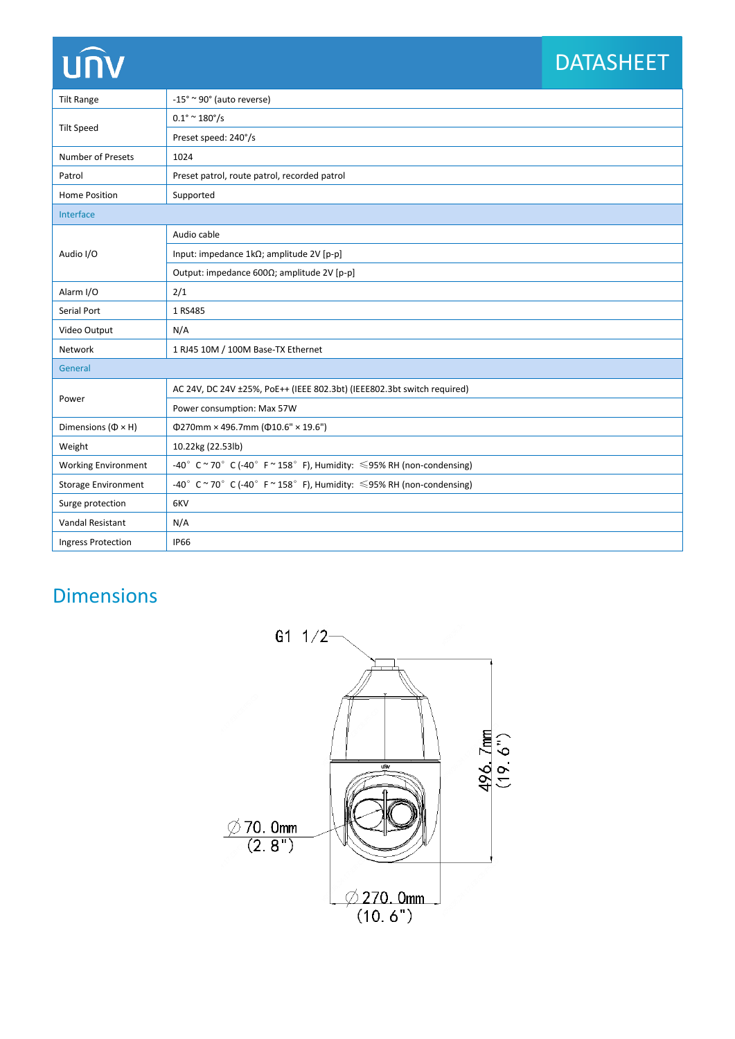| | |
|---|---|
| Tilt Range | -15° ~ 90° (auto reverse) |
| Tilt Speed | 0.1° ~ 180°/s |
| | Preset speed: 240°/s |
| Number of Presets | 1024 |
| Patrol | Preset patrol, route patrol, recorded patrol |
| Home Position | Supported |
| **Interface** | |
| Audio I/O | Audio cable |
| | Input: impedance 1kΩ; amplitude 2V [p-p] |
| | Output: impedance 600Ω; amplitude 2V [p-p] |
| Alarm I/O | 2/1 |
| Serial Port | 1 RS485 |
| Video Output | N/A |
| Network | 1 RJ45 10M / 100M Base-TX Ethernet |
| **General** | |
| Power | AC 24V, DC 24V ±25%, PoE++ (IEEE 802.3bt) (IEEE802.3bt switch required) |
| | Power consumption: Max 57W |
| Dimensions (Φ × H) | Φ270mm × 496.7mm (Φ10.6" × 19.6") |
| Weight | 10.22kg (22.53lb) |
| Working Environment | -40° C ~ 70° C (-40° F ~ 158° F), Humidity: ≤95% RH (non-condensing) |
| Storage Environment | -40° C ~ 70° C (-40° F ~ 158° F), Humidity: ≤95% RH (non-condensing) |
| Surge protection | 6KV |
| Vandal Resistant | N/A |
| Ingress Protection | IP66 |

## Dimensions

G1 1/2

496.7mm (19.6")

∅70.0mm (2.8")

∅270.0mm (10.6")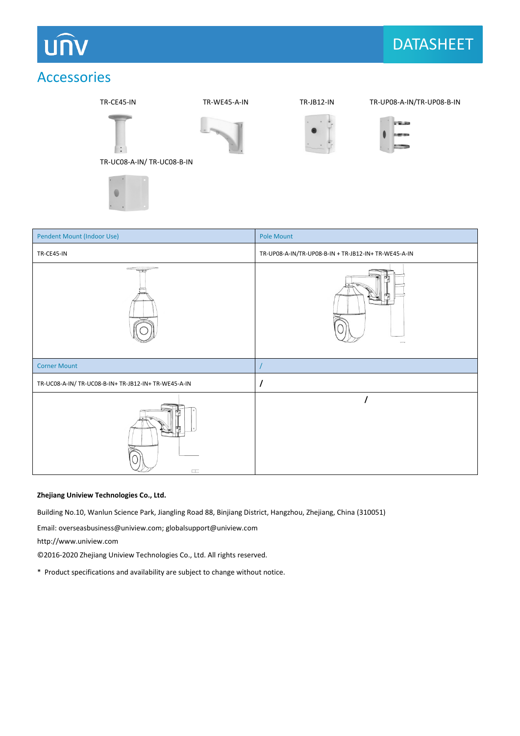## Accessories

TR-CE45-IN

TR-WE45-A-IN

TR-JB12-IN

TR-UP08-A-IN/TR-UP08-B-IN

TR-UC08-A-IN/ TR-UC08-B-IN

| Pendent Mount (Indoor Use) | Pole Mount |
|---|---|
| TR-CE45-IN | TR-UP08-A-IN/TR-UP08-B-IN + TR-JB12-IN+ TR-WE45-A-IN |
| | |
| Corner Mount | / |
| TR-UC08-A-IN/ TR-UC08-B-IN+ TR-JB12-IN+ TR-WE45-A-IN | / |
| | / |

**Zhejiang Uniview Technologies Co., Ltd.**

Building No.10, Wanlun Science Park, Jiangling Road 88, Binjiang District, Hangzhou, Zhejiang, China (310051)

Email: overseasbusiness@uniview.com; globalsupport@uniview.com

http://www.uniview.com

©2016-2020 Zhejiang Uniview Technologies Co., Ltd. All rights reserved.

* Product specifications and availability are subject to change without notice.